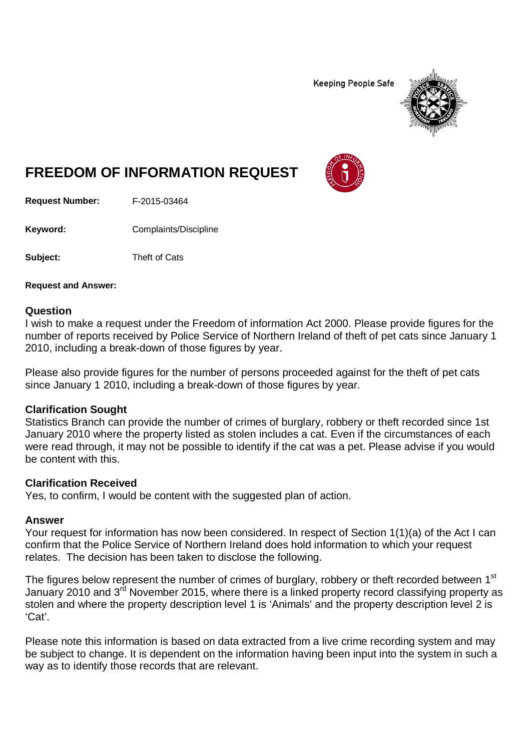Keeping People Safe

# FREEDOM OF INFORMATION REQUEST

**Request Number:** F-2015-03464

**Keyword:** Complaints/Discipline

**Subject:** Theft of Cats

**Request and Answer:**

## Question

I wish to make a request under the Freedom of information Act 2000. Please provide figures for the number of reports received by Police Service of Northern Ireland of theft of pet cats since January 1 2010, including a break-down of those figures by year.

Please also provide figures for the number of persons proceeded against for the theft of pet cats since January 1 2010, including a break-down of those figures by year.

## Clarification Sought

Statistics Branch can provide the number of crimes of burglary, robbery or theft recorded since 1st January 2010 where the property listed as stolen includes a cat. Even if the circumstances of each were read through, it may not be possible to identify if the cat was a pet. Please advise if you would be content with this.

## Clarification Received

Yes, to confirm, I would be content with the suggested plan of action.

## Answer

Your request for information has now been considered. In respect of Section 1(1)(a) of the Act I can confirm that the Police Service of Northern Ireland does hold information to which your request relates. The decision has been taken to disclose the following.

The figures below represent the number of crimes of burglary, robbery or theft recorded between 1st January 2010 and 3rd November 2015, where there is a linked property record classifying property as stolen and where the property description level 1 is 'Animals' and the property description level 2 is 'Cat'.

Please note this information is based on data extracted from a live crime recording system and may be subject to change. It is dependent on the information having been input into the system in such a way as to identify those records that are relevant.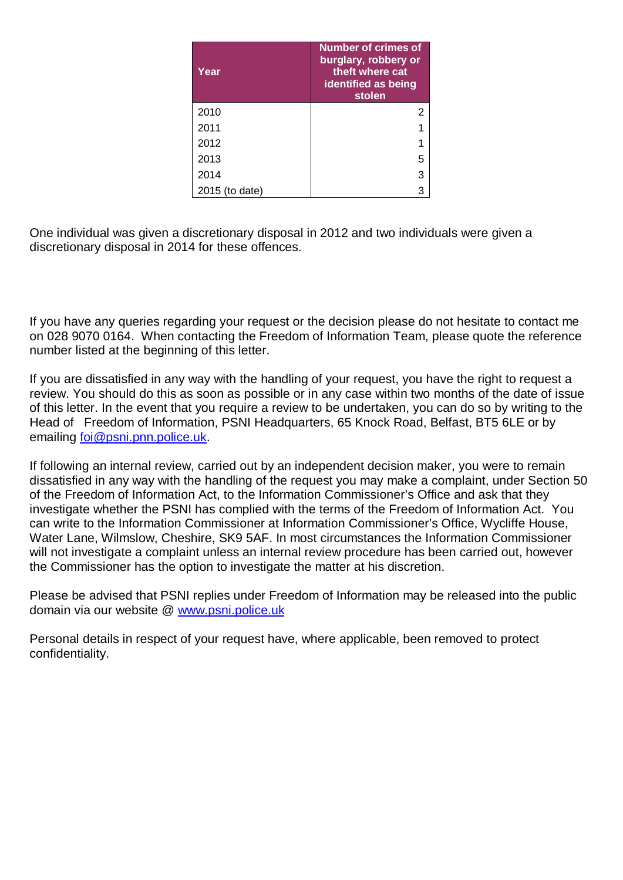| Year | Number of crimes of burglary, robbery or theft where cat identified as being stolen |
|---|---|
| 2010 | 2 |
| 2011 | 1 |
| 2012 | 1 |
| 2013 | 5 |
| 2014 | 3 |
| 2015 (to date) | 3 |

One individual was given a discretionary disposal in 2012 and two individuals were given a discretionary disposal in 2014 for these offences.

If you have any queries regarding your request or the decision please do not hesitate to contact me on 028 9070 0164. When contacting the Freedom of Information Team, please quote the reference number listed at the beginning of this letter.

If you are dissatisfied in any way with the handling of your request, you have the right to request a review. You should do this as soon as possible or in any case within two months of the date of issue of this letter. In the event that you require a review to be undertaken, you can do so by writing to the Head of Freedom of Information, PSNI Headquarters, 65 Knock Road, Belfast, BT5 6LE or by emailing foi@psni.pnn.police.uk.

If following an internal review, carried out by an independent decision maker, you were to remain dissatisfied in any way with the handling of the request you may make a complaint, under Section 50 of the Freedom of Information Act, to the Information Commissioner's Office and ask that they investigate whether the PSNI has complied with the terms of the Freedom of Information Act. You can write to the Information Commissioner at Information Commissioner's Office, Wycliffe House, Water Lane, Wilmslow, Cheshire, SK9 5AF. In most circumstances the Information Commissioner will not investigate a complaint unless an internal review procedure has been carried out, however the Commissioner has the option to investigate the matter at his discretion.

Please be advised that PSNI replies under Freedom of Information may be released into the public domain via our website @ www.psni.police.uk

Personal details in respect of your request have, where applicable, been removed to protect confidentiality.